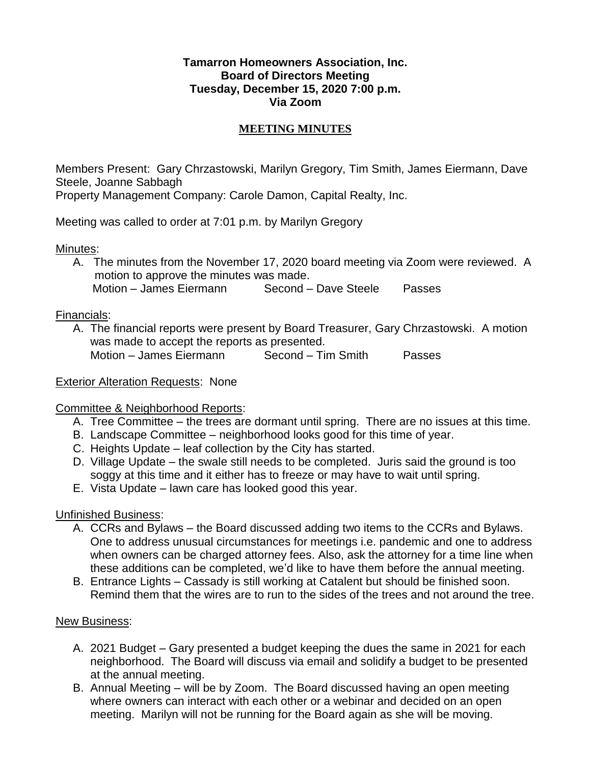**Tamarron Homeowners Association, Inc.**
**Board of Directors Meeting**
**Tuesday, December 15, 2020 7:00 p.m.**
**Via Zoom**

**MEETING MINUTES**

Members Present: Gary Chrzastowski, Marilyn Gregory, Tim Smith, James Eiermann, Dave Steele, Joanne Sabbagh
Property Management Company: Carole Damon, Capital Realty, Inc.

Meeting was called to order at 7:01 p.m. by Marilyn Gregory

Minutes:

A. The minutes from the November 17, 2020 board meeting via Zoom were reviewed. A motion to approve the minutes was made.
Motion – James Eiermann Second – Dave Steele Passes

Financials:

A. The financial reports were present by Board Treasurer, Gary Chrzastowski. A motion was made to accept the reports as presented.
Motion – James Eiermann Second – Tim Smith Passes

Exterior Alteration Requests: None

Committee & Neighborhood Reports:

A. Tree Committee – the trees are dormant until spring. There are no issues at this time.
B. Landscape Committee – neighborhood looks good for this time of year.
C. Heights Update – leaf collection by the City has started.
D. Village Update – the swale still needs to be completed. Juris said the ground is too soggy at this time and it either has to freeze or may have to wait until spring.
E. Vista Update – lawn care has looked good this year.

Unfinished Business:

A. CCRs and Bylaws – the Board discussed adding two items to the CCRs and Bylaws. One to address unusual circumstances for meetings i.e. pandemic and one to address when owners can be charged attorney fees. Also, ask the attorney for a time line when these additions can be completed, we'd like to have them before the annual meeting.
B. Entrance Lights – Cassady is still working at Catalent but should be finished soon. Remind them that the wires are to run to the sides of the trees and not around the tree.

New Business:

A. 2021 Budget – Gary presented a budget keeping the dues the same in 2021 for each neighborhood. The Board will discuss via email and solidify a budget to be presented at the annual meeting.
B. Annual Meeting – will be by Zoom. The Board discussed having an open meeting where owners can interact with each other or a webinar and decided on an open meeting. Marilyn will not be running for the Board again as she will be moving.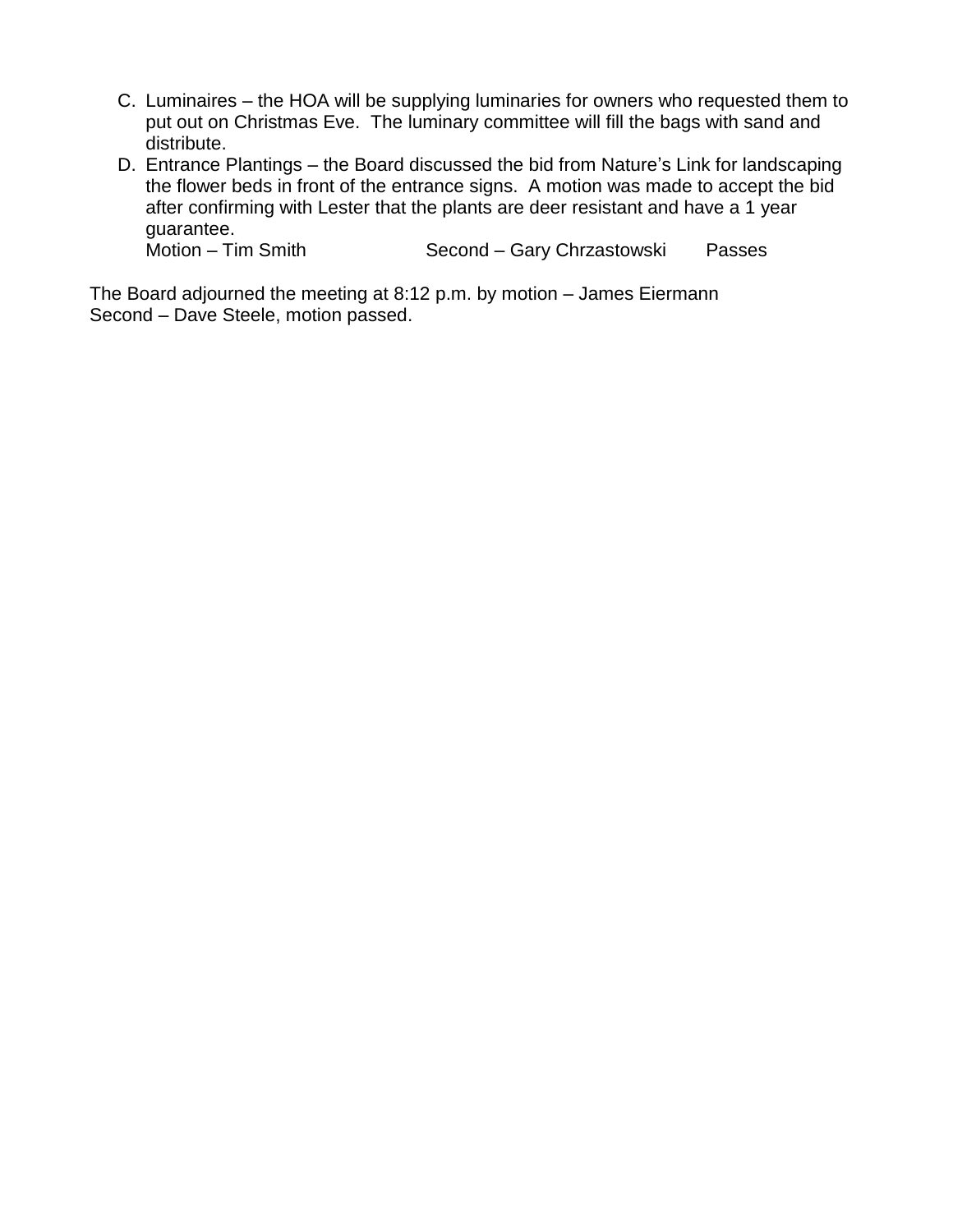C. Luminaires – the HOA will be supplying luminaries for owners who requested them to put out on Christmas Eve. The luminary committee will fill the bags with sand and distribute.

D. Entrance Plantings – the Board discussed the bid from Nature's Link for landscaping the flower beds in front of the entrance signs. A motion was made to accept the bid after confirming with Lester that the plants are deer resistant and have a 1 year guarantee.
Motion – Tim Smith Second – Gary Chrzastowski Passes

The Board adjourned the meeting at 8:12 p.m. by motion – James Eiermann
Second – Dave Steele, motion passed.